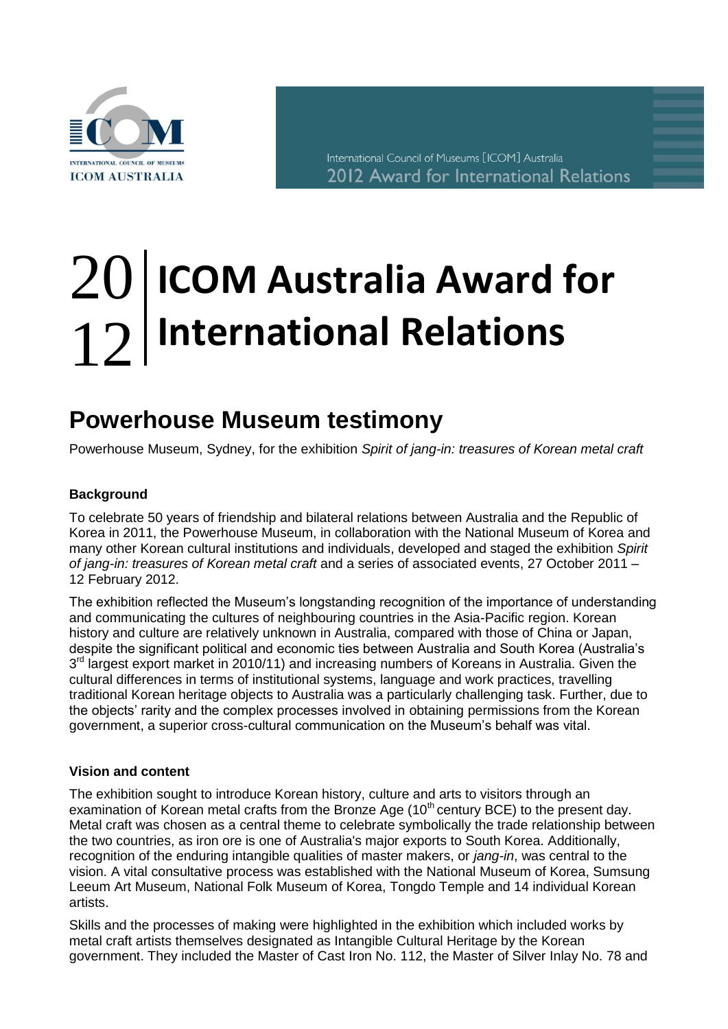# 2012 ICOM Australia Award for International Relations

## Powerhouse Museum testimony

Powerhouse Museum, Sydney, for the exhibition *Spirit of jang-in: treasures of Korean metal craft*

### Background

To celebrate 50 years of friendship and bilateral relations between Australia and the Republic of Korea in 2011, the Powerhouse Museum, in collaboration with the National Museum of Korea and many other Korean cultural institutions and individuals, developed and staged the exhibition *Spirit of jang-in: treasures of Korean metal craft* and a series of associated events, 27 October 2011 – 12 February 2012.

The exhibition reflected the Museum's longstanding recognition of the importance of understanding and communicating the cultures of neighbouring countries in the Asia-Pacific region. Korean history and culture are relatively unknown in Australia, compared with those of China or Japan, despite the significant political and economic ties between Australia and South Korea (Australia's 3rd largest export market in 2010/11) and increasing numbers of Koreans in Australia. Given the cultural differences in terms of institutional systems, language and work practices, travelling traditional Korean heritage objects to Australia was a particularly challenging task. Further, due to the objects' rarity and the complex processes involved in obtaining permissions from the Korean government, a superior cross-cultural communication on the Museum's behalf was vital.

### Vision and content

The exhibition sought to introduce Korean history, culture and arts to visitors through an examination of Korean metal crafts from the Bronze Age (10th century BCE) to the present day. Metal craft was chosen as a central theme to celebrate symbolically the trade relationship between the two countries, as iron ore is one of Australia's major exports to South Korea. Additionally, recognition of the enduring intangible qualities of master makers, or *jang-in*, was central to the vision. A vital consultative process was established with the National Museum of Korea, Sumsung Leeum Art Museum, National Folk Museum of Korea, Tongdo Temple and 14 individual Korean artists.

Skills and the processes of making were highlighted in the exhibition which included works by metal craft artists themselves designated as Intangible Cultural Heritage by the Korean government. They included the Master of Cast Iron No. 112, the Master of Silver Inlay No. 78 and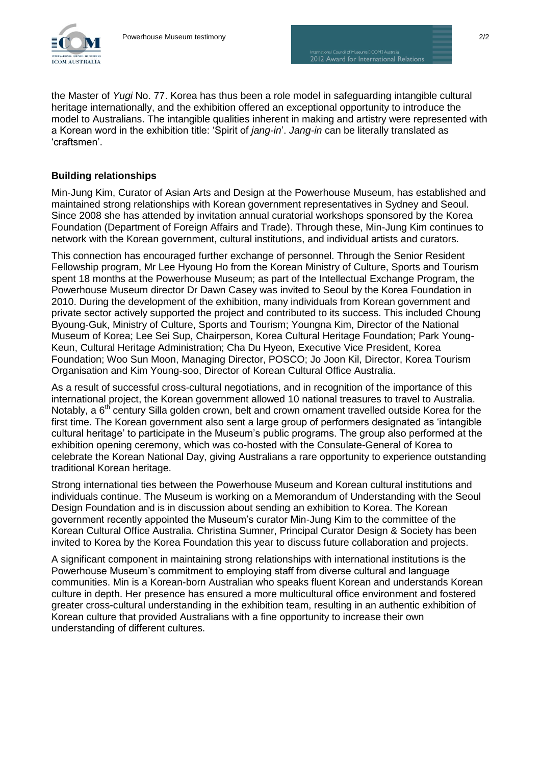the Master of *Yugi* No. 77. Korea has thus been a role model in safeguarding intangible cultural heritage internationally, and the exhibition offered an exceptional opportunity to introduce the model to Australians. The intangible qualities inherent in making and artistry were represented with a Korean word in the exhibition title: 'Spirit of *jang-in*'. *Jang-in* can be literally translated as 'craftsmen'.

### Building relationships

Min-Jung Kim, Curator of Asian Arts and Design at the Powerhouse Museum, has established and maintained strong relationships with Korean government representatives in Sydney and Seoul. Since 2008 she has attended by invitation annual curatorial workshops sponsored by the Korea Foundation (Department of Foreign Affairs and Trade). Through these, Min-Jung Kim continues to network with the Korean government, cultural institutions, and individual artists and curators.

This connection has encouraged further exchange of personnel. Through the Senior Resident Fellowship program, Mr Lee Hyoung Ho from the Korean Ministry of Culture, Sports and Tourism spent 18 months at the Powerhouse Museum; as part of the Intellectual Exchange Program, the Powerhouse Museum director Dr Dawn Casey was invited to Seoul by the Korea Foundation in 2010. During the development of the exhibition, many individuals from Korean government and private sector actively supported the project and contributed to its success. This included Choung Byoung-Guk, Ministry of Culture, Sports and Tourism; Youngna Kim, Director of the National Museum of Korea; Lee Sei Sup, Chairperson, Korea Cultural Heritage Foundation; Park Young-Keun, Cultural Heritage Administration; Cha Du Hyeon, Executive Vice President, Korea Foundation; Woo Sun Moon, Managing Director, POSCO; Jo Joon Kil, Director, Korea Tourism Organisation and Kim Young-soo, Director of Korean Cultural Office Australia.

As a result of successful cross-cultural negotiations, and in recognition of the importance of this international project, the Korean government allowed 10 national treasures to travel to Australia. Notably, a 6th century Silla golden crown, belt and crown ornament travelled outside Korea for the first time. The Korean government also sent a large group of performers designated as 'intangible cultural heritage' to participate in the Museum's public programs. The group also performed at the exhibition opening ceremony, which was co-hosted with the Consulate-General of Korea to celebrate the Korean National Day, giving Australians a rare opportunity to experience outstanding traditional Korean heritage.

Strong international ties between the Powerhouse Museum and Korean cultural institutions and individuals continue. The Museum is working on a Memorandum of Understanding with the Seoul Design Foundation and is in discussion about sending an exhibition to Korea. The Korean government recently appointed the Museum's curator Min-Jung Kim to the committee of the Korean Cultural Office Australia. Christina Sumner, Principal Curator Design & Society has been invited to Korea by the Korea Foundation this year to discuss future collaboration and projects.

A significant component in maintaining strong relationships with international institutions is the Powerhouse Museum's commitment to employing staff from diverse cultural and language communities. Min is a Korean-born Australian who speaks fluent Korean and understands Korean culture in depth. Her presence has ensured a more multicultural office environment and fostered greater cross-cultural understanding in the exhibition team, resulting in an authentic exhibition of Korean culture that provided Australians with a fine opportunity to increase their own understanding of different cultures.